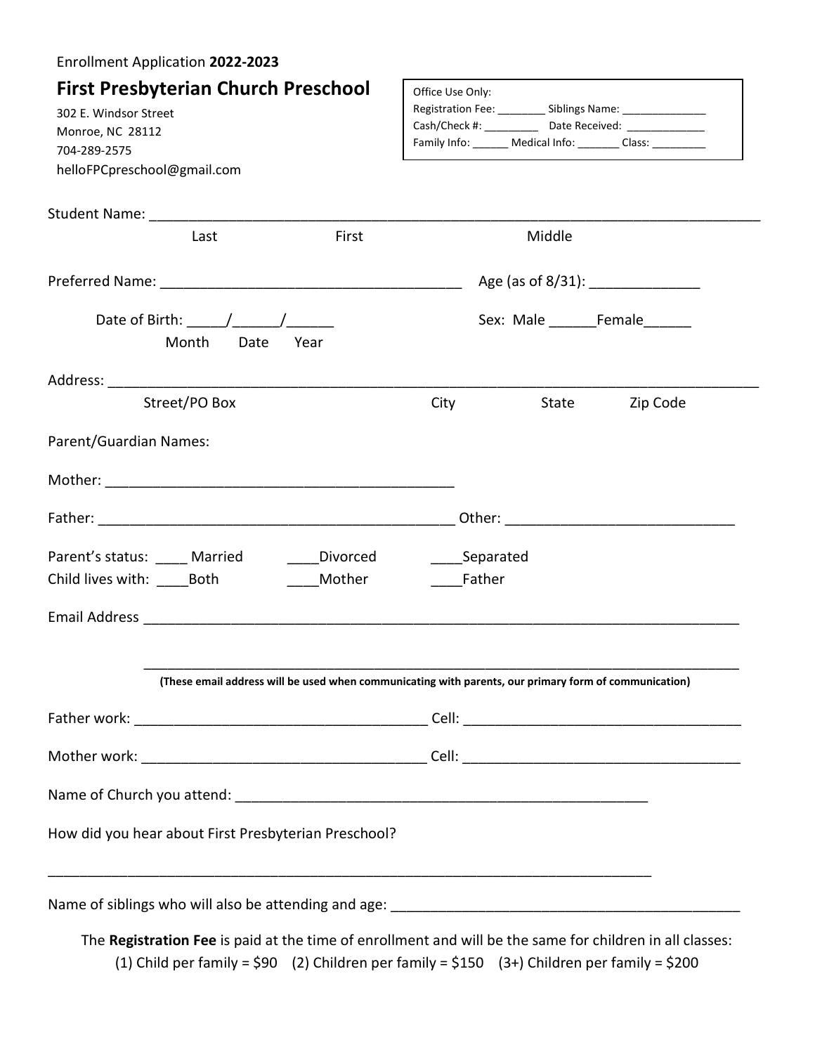Enrollment Application **2022-2023**

# First Presbyterian Church Preschool

302 E. Windsor Street
Monroe, NC 28112
704-289-2575
helloFPCpreschool@gmail.com

> Office Use Only:
> Registration Fee: ________ Siblings Name: ______________
> Cash/Check #: _________ Date Received: _____________
> Family Info: ______ Medical Info: _______ Class: _________

Student Name: ___________________________________________________________________________
Last First Middle

Preferred Name: ______________________________________ Age (as of 8/31): ______________

Date of Birth: _____/______/______ Sex: Male ______Female______
Month Date Year

Address: _________________________________________________________________________________
Street/PO Box City State Zip Code

Parent/Guardian Names:

Mother: ____________________________________________

Father: _____________________________________________ Other: ____________________________

Parent's status: ____ Married ____Divorced ____Separated
Child lives with: ____Both ____Mother ____Father

Email Address ________________________________________________________________________

_____________________________________________________________________________

**(These email address will be used when communicating with parents, our primary form of communication)**

Father work: _____________________________________ Cell: ___________________________________

Mother work: _____________________________________ Cell: ___________________________________

Name of Church you attend: __________________________________________________

How did you hear about First Presbyterian Preschool?

_____________________________________________________________________________

Name of siblings who will also be attending and age: ___________________________________________

The **Registration Fee** is paid at the time of enrollment and will be the same for children in all classes:
(1) Child per family = $90 (2) Children per family = $150 (3+) Children per family = $200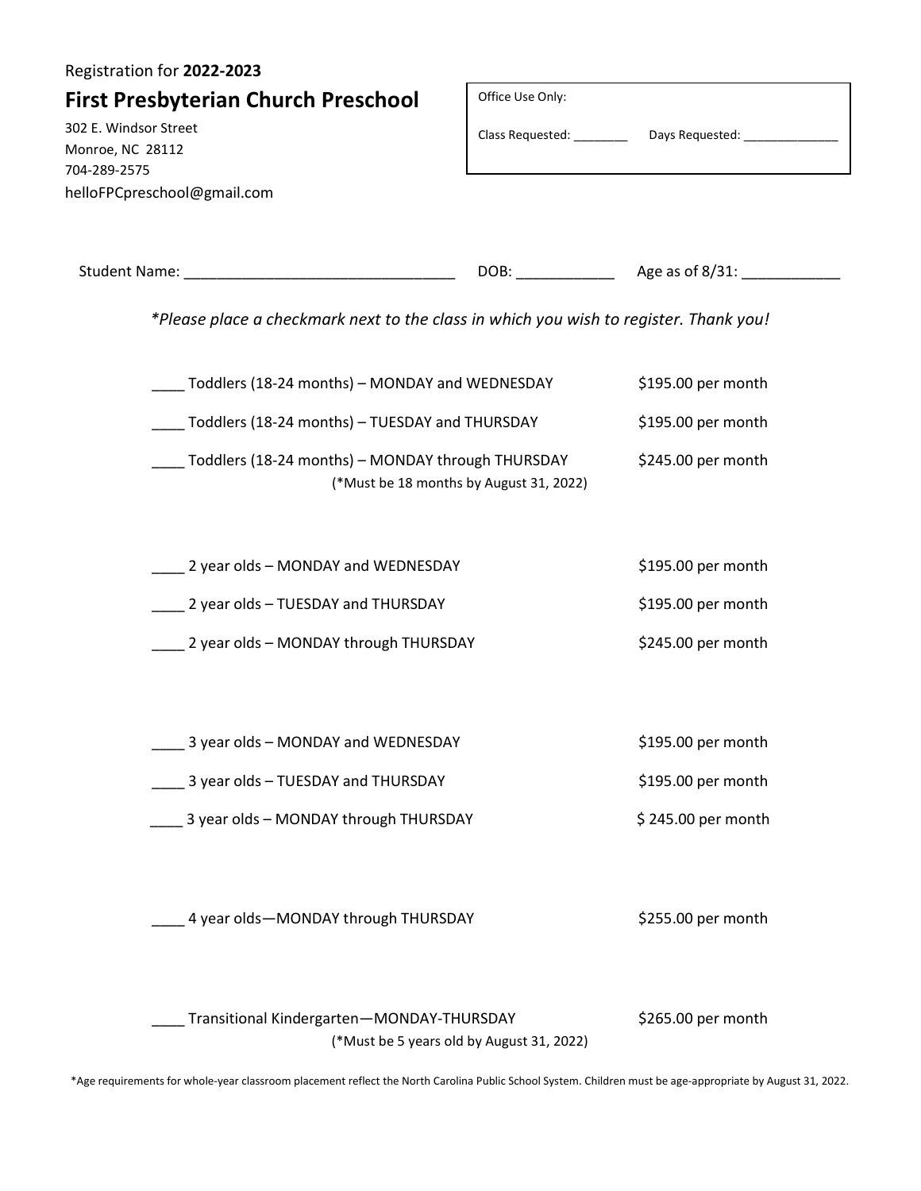Registration for **2022-2023**

# First Presbyterian Church Preschool

302 E. Windsor Street
Monroe, NC 28112
704-289-2575
helloFPCpreschool@gmail.com

Office Use Only:

Class Requested: ________ Days Requested: ______________

Student Name: _________________________________ DOB: ____________ Age as of 8/31: ____________

*\*Please place a checkmark next to the class in which you wish to register. Thank you!*

____ Toddlers (18-24 months) – MONDAY and WEDNESDAY $195.00 per month

____ Toddlers (18-24 months) – TUESDAY and THURSDAY $195.00 per month

____ Toddlers (18-24 months) – MONDAY through THURSDAY $245.00 per month
(*Must be 18 months by August 31, 2022)

____ 2 year olds – MONDAY and WEDNESDAY $195.00 per month

____ 2 year olds – TUESDAY and THURSDAY $195.00 per month

____ 2 year olds – MONDAY through THURSDAY $245.00 per month

____ 3 year olds – MONDAY and WEDNESDAY $195.00 per month

____ 3 year olds – TUESDAY and THURSDAY $195.00 per month

____ 3 year olds – MONDAY through THURSDAY $ 245.00 per month

____ 4 year olds—MONDAY through THURSDAY $255.00 per month

____ Transitional Kindergarten—MONDAY-THURSDAY $265.00 per month
(*Must be 5 years old by August 31, 2022)

*Age requirements for whole-year classroom placement reflect the North Carolina Public School System. Children must be age-appropriate by August 31, 2022.